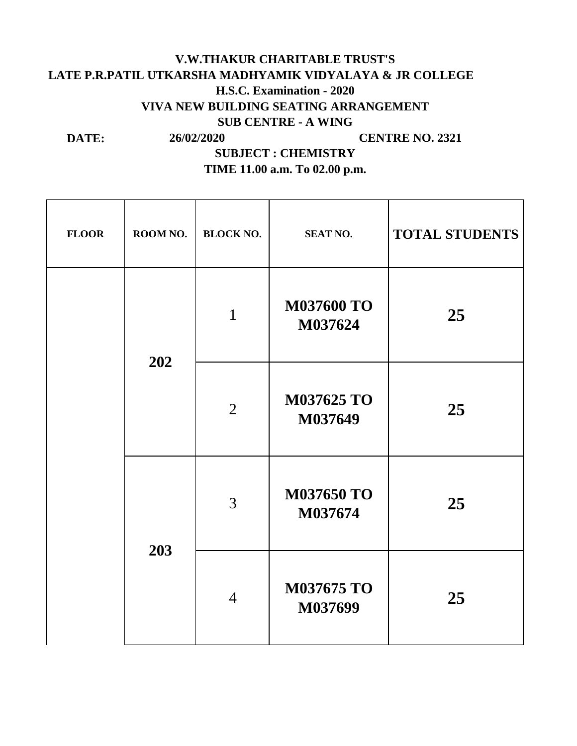**V.W.THAKUR CHARITABLE TRUST'S**

**LATE P.R.PATIL UTKARSHA MADHYAMIK VIDYALAYA & JR COLLEGE**

**H.S.C. Examination - 2020**

**VIVA NEW BUILDING SEATING ARRANGEMENT**

**SUB CENTRE - A WING**

**DATE:** **26/02/2020** **CENTRE NO. 2321**

**SUBJECT : CHEMISTRY**

**TIME 11.00 a.m. To 02.00 p.m.**

| FLOOR | ROOM NO. | BLOCK NO. | SEAT NO. | TOTAL STUDENTS |
|---|---|---|---|---|
| | 202 | 1 | M037600 TO M037624 | 25 |
| | | 2 | M037625 TO M037649 | 25 |
| | 203 | 3 | M037650 TO M037674 | 25 |
| | | 4 | M037675 TO M037699 | 25 |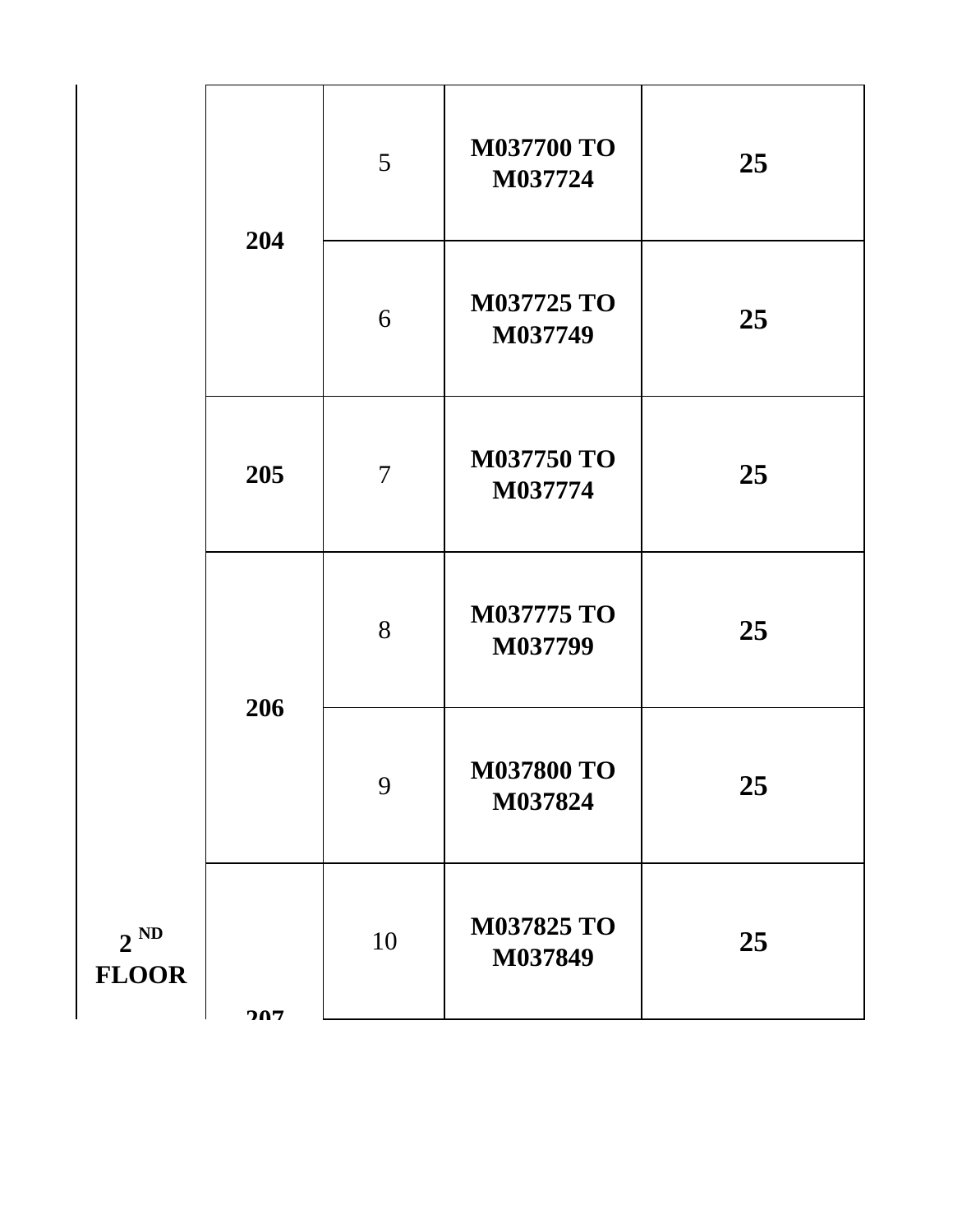| | | | | |
|---|---|---|---|---|
| | 204 | 5 | **M037700 TO M037724** | **25** |
| | | 6 | **M037725 TO M037749** | **25** |
| | 205 | 7 | **M037750 TO M037774** | **25** |
| | 206 | 8 | **M037775 TO M037799** | **25** |
| | | 9 | **M037800 TO M037824** | **25** |
| **2 ND FLOOR** | 207 | 10 | **M037825 TO M037849** | **25** |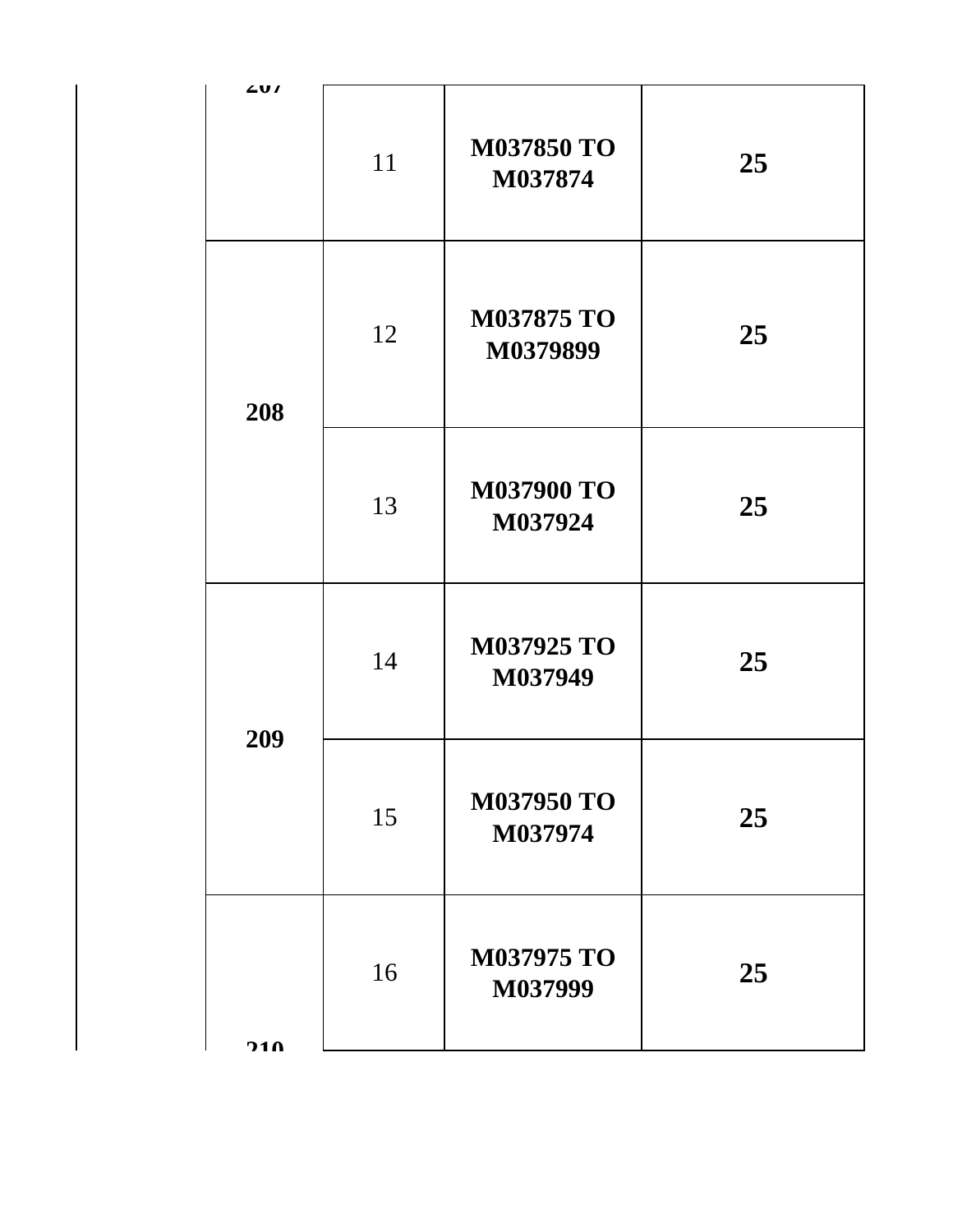|  | 207 | 11 | M037850 TO M037874 | 25 |
|---|---|---|---|---|
|  | 208 | 12 | M037875 TO M0379899 | 25 |
|  |  | 13 | M037900 TO M037924 | 25 |
|  | 209 | 14 | M037925 TO M037949 | 25 |
|  |  | 15 | M037950 TO M037974 | 25 |
|  | 210 | 16 | M037975 TO M037999 | 25 |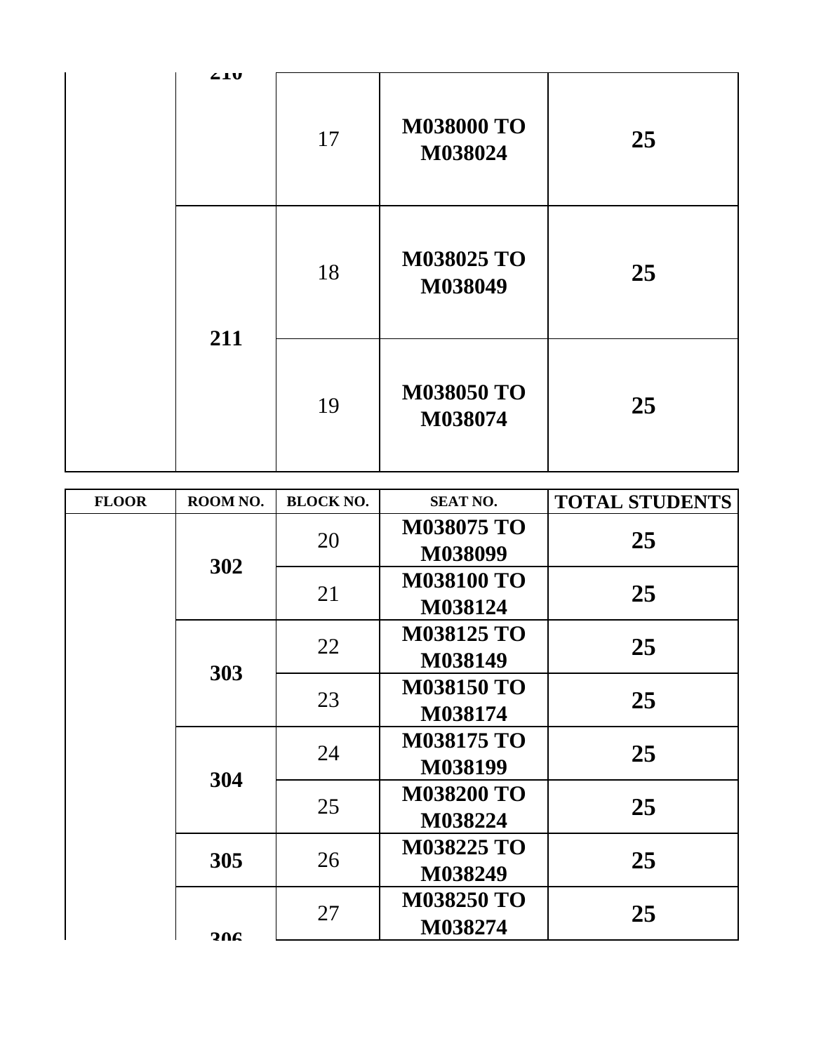| | 210 | 17 | M038000 TO M038024 | 25 |
|---|---|---|---|---|
| | 211 | 18 | M038025 TO M038049 | 25 |
| | | 19 | M038050 TO M038074 | 25 |

| FLOOR | ROOM NO. | BLOCK NO. | SEAT NO. | TOTAL STUDENTS |
|---|---|---|---|---|
| | 302 | 20 | M038075 TO M038099 | 25 |
| | | 21 | M038100 TO M038124 | 25 |
| | 303 | 22 | M038125 TO M038149 | 25 |
| | | 23 | M038150 TO M038174 | 25 |
| | 304 | 24 | M038175 TO M038199 | 25 |
| | | 25 | M038200 TO M038224 | 25 |
| | 305 | 26 | M038225 TO M038249 | 25 |
| | 306 | 27 | M038250 TO M038274 | 25 |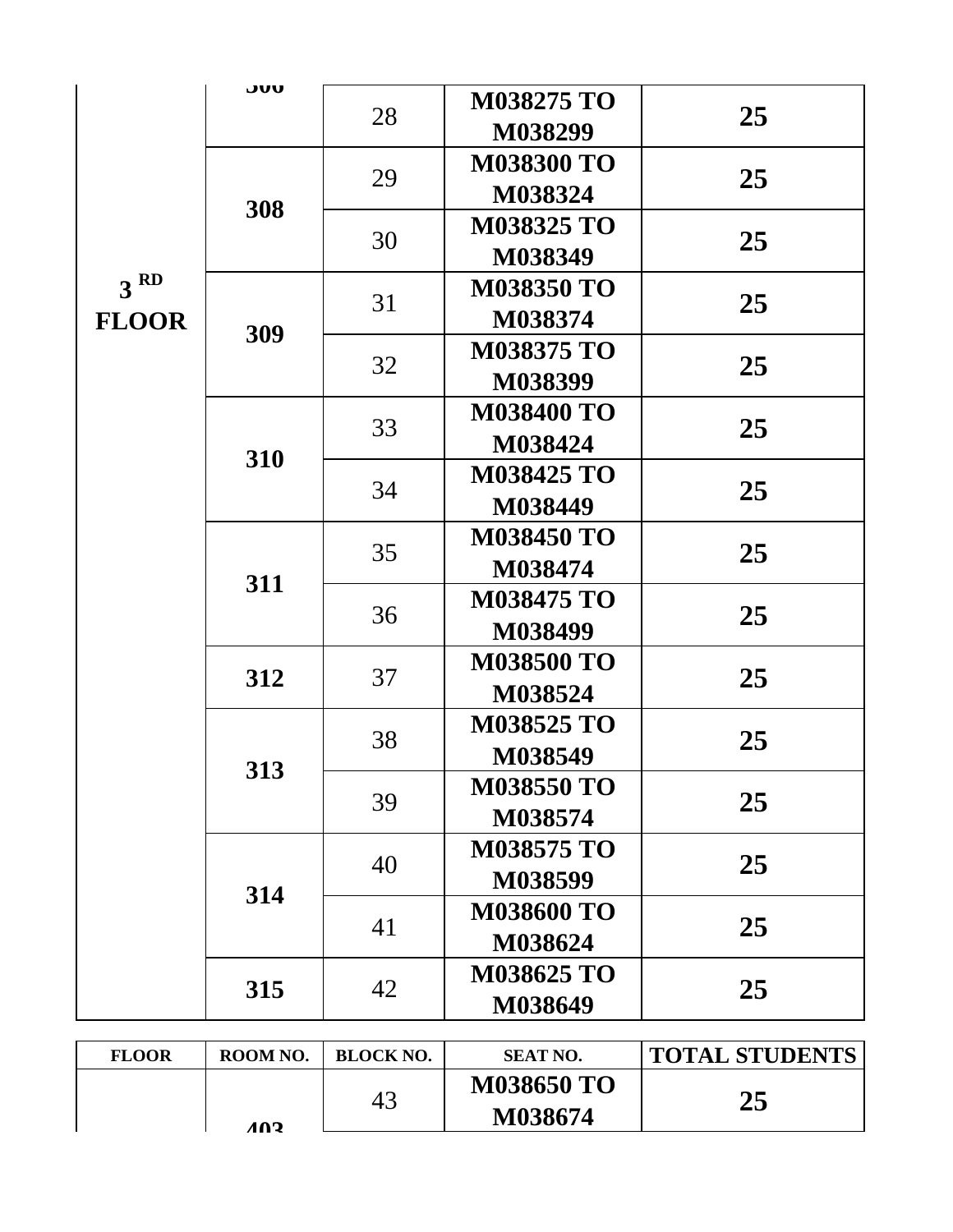| | | | | |
|---|---|---|---|---|
| **3 RD FLOOR** | **306** | 28 | **M038275 TO M038299** | **25** |
| | **308** | 29 | **M038300 TO M038324** | **25** |
| | | 30 | **M038325 TO M038349** | **25** |
| | **309** | 31 | **M038350 TO M038374** | **25** |
| | | 32 | **M038375 TO M038399** | **25** |
| | **310** | 33 | **M038400 TO M038424** | **25** |
| | | 34 | **M038425 TO M038449** | **25** |
| | **311** | 35 | **M038450 TO M038474** | **25** |
| | | 36 | **M038475 TO M038499** | **25** |
| | **312** | 37 | **M038500 TO M038524** | **25** |
| | **313** | 38 | **M038525 TO M038549** | **25** |
| | | 39 | **M038550 TO M038574** | **25** |
| | **314** | 40 | **M038575 TO M038599** | **25** |
| | | 41 | **M038600 TO M038624** | **25** |
| | **315** | 42 | **M038625 TO M038649** | **25** |

| FLOOR | ROOM NO. | BLOCK NO. | SEAT NO. | TOTAL STUDENTS |
|---|---|---|---|---|
| | **403** | 43 | **M038650 TO M038674** | **25** |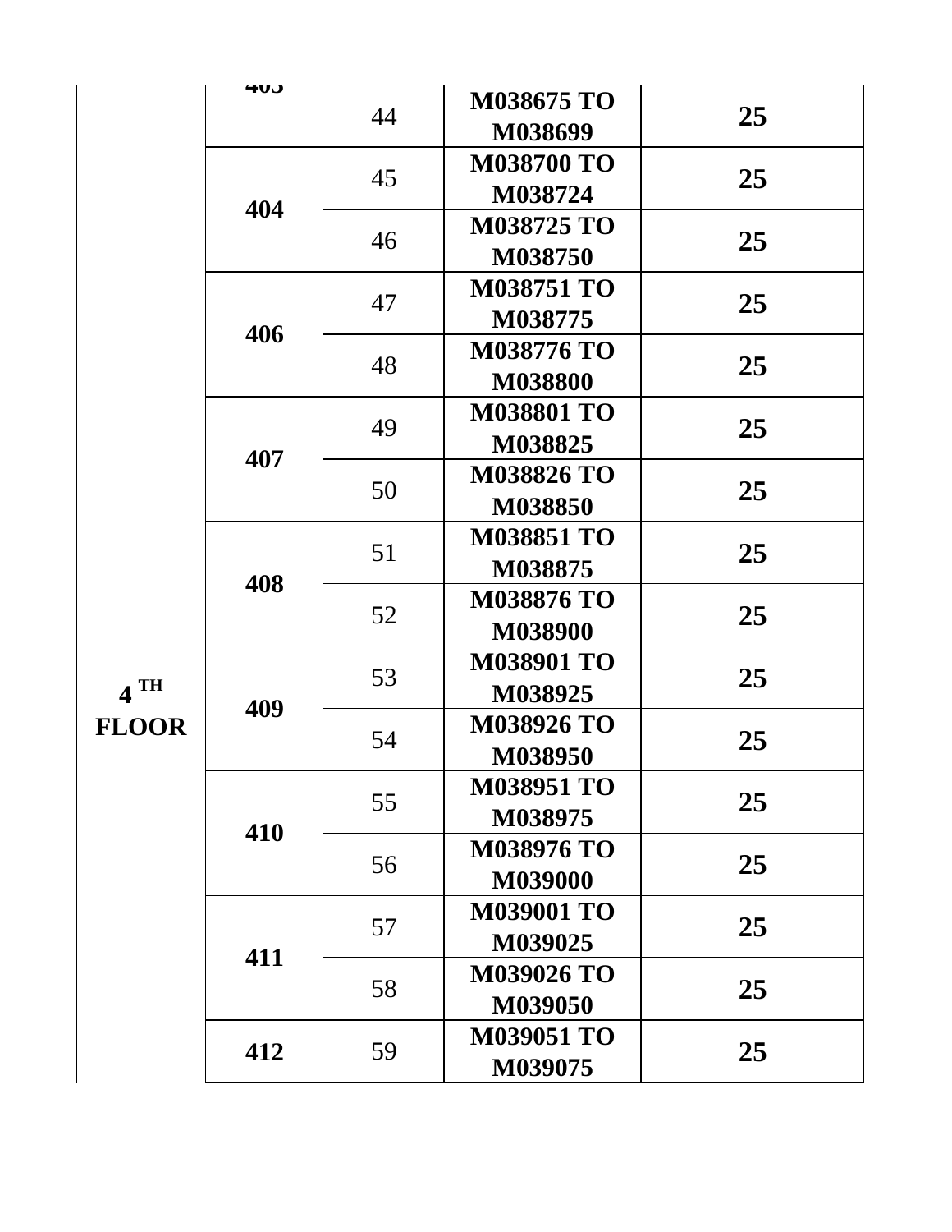| | 403 | 44 | M038675 TO M038699 | 25 |
|---|---|---|---|---|
| | 404 | 45 | M038700 TO M038724 | 25 |
| | | 46 | M038725 TO M038750 | 25 |
| | 406 | 47 | M038751 TO M038775 | 25 |
| | | 48 | M038776 TO M038800 | 25 |
| | 407 | 49 | M038801 TO M038825 | 25 |
| | | 50 | M038826 TO M038850 | 25 |
| | 408 | 51 | M038851 TO M038875 | 25 |
| | | 52 | M038876 TO M038900 | 25 |
| 4 TH FLOOR | 409 | 53 | M038901 TO M038925 | 25 |
| | | 54 | M038926 TO M038950 | 25 |
| | 410 | 55 | M038951 TO M038975 | 25 |
| | | 56 | M038976 TO M039000 | 25 |
| | 411 | 57 | M039001 TO M039025 | 25 |
| | | 58 | M039026 TO M039050 | 25 |
| | 412 | 59 | M039051 TO M039075 | 25 |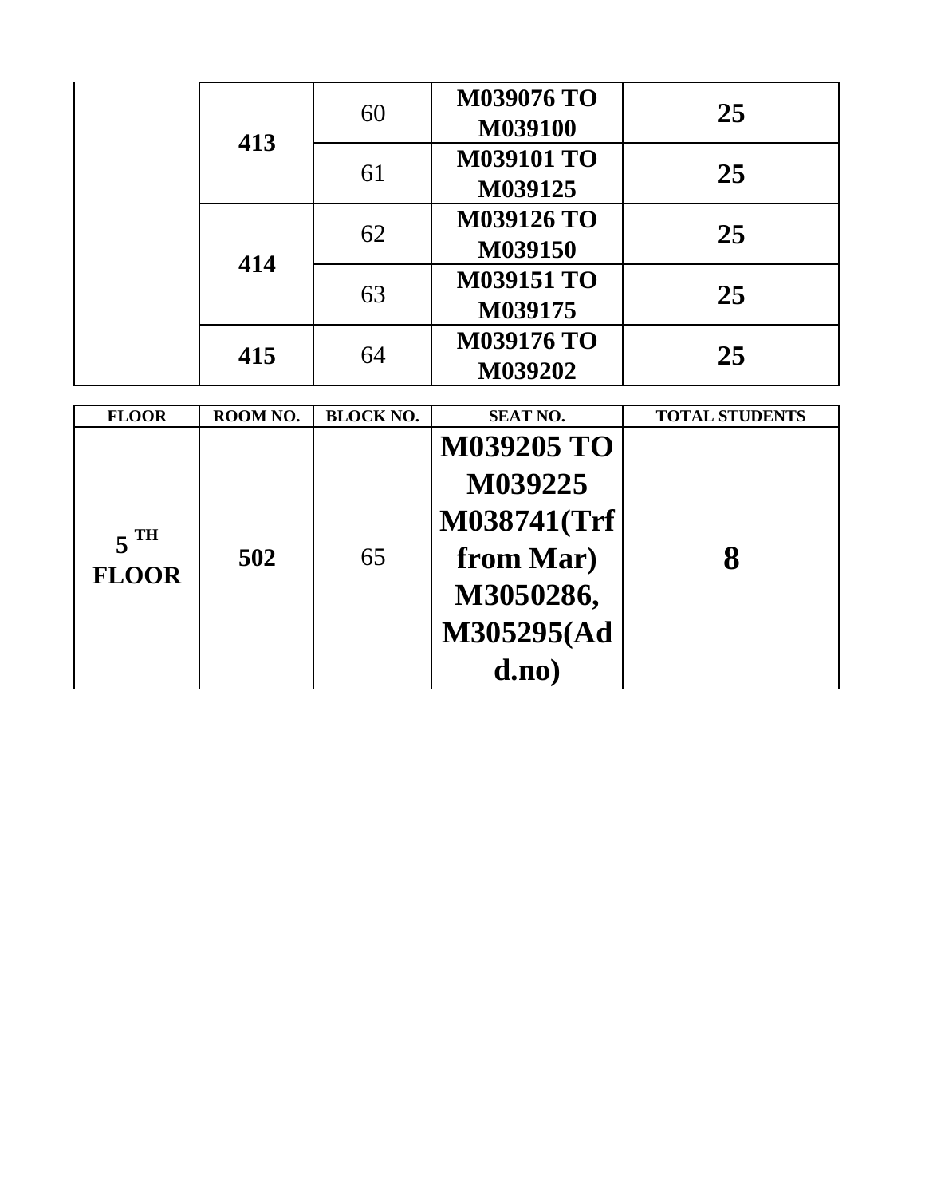| | | | | |
|---|---|---|---|---|
| | 413 | 60 | M039076 TO M039100 | 25 |
| | | 61 | M039101 TO M039125 | 25 |
| | 414 | 62 | M039126 TO M039150 | 25 |
| | | 63 | M039151 TO M039175 | 25 |
| | 415 | 64 | M039176 TO M039202 | 25 |

| FLOOR | ROOM NO. | BLOCK NO. | SEAT NO. | TOTAL STUDENTS |
|---|---|---|---|---|
| 5 TH FLOOR | 502 | 65 | M039205 TO M039225 M038741(Trf from Mar) M3050286, M305295(Add.no) | 8 |